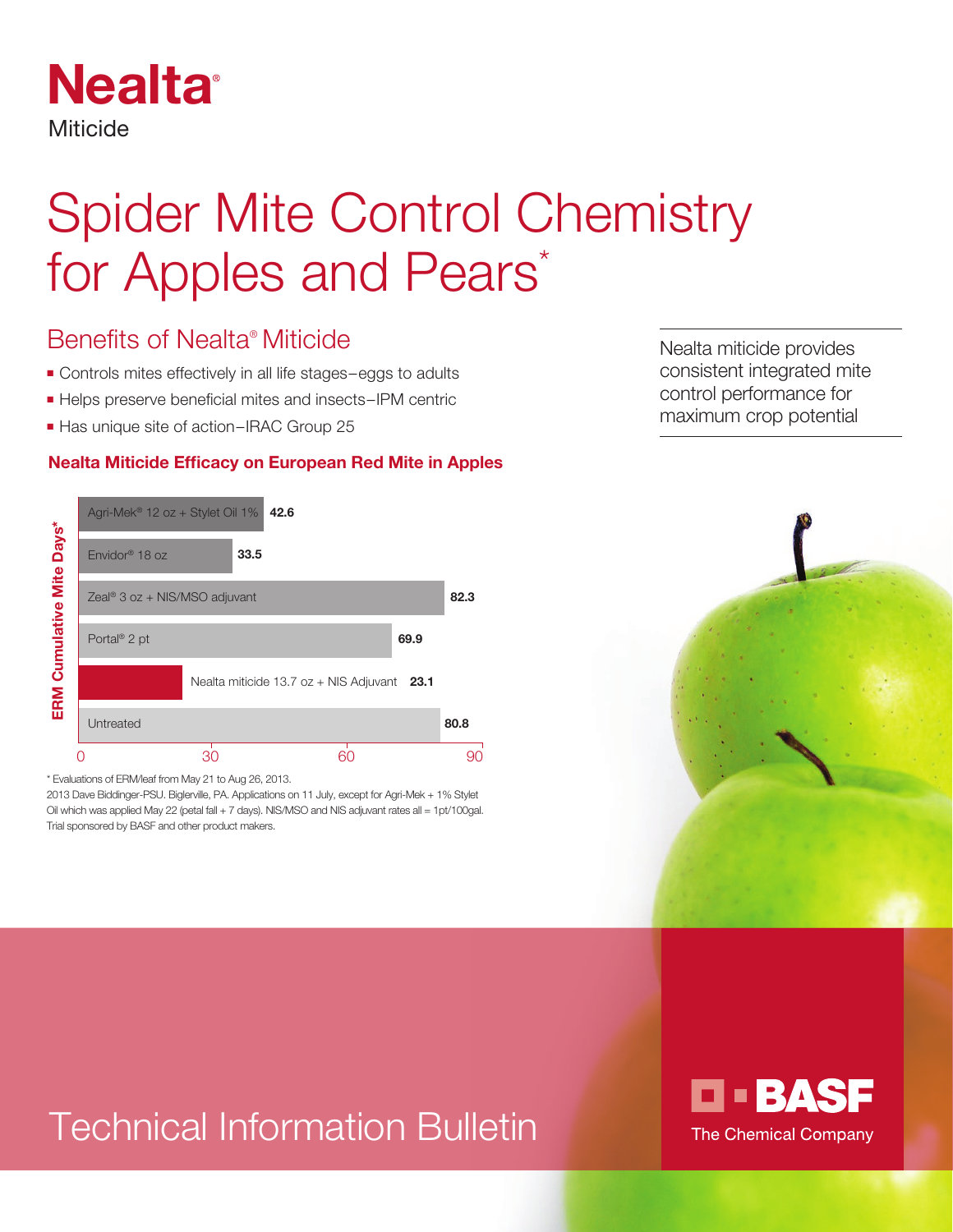# Nealta®

Miticide

# Spider Mite Control Chemistry for Apples and Pears*

## Benefits of Nealta® Miticide

- Controls mites effectively in all life stages–eggs to adults
- Helps preserve beneficial mites and insects–IPM centric
- Has unique site of action–IRAC Group 25

Nealta miticide provides consistent integrated mite control performance for maximum crop potential

### Nealta Miticide Efficacy on European Red Mite in Apples

| Treatment | ERM Cumulative Mite Days* |
|---|---|
| Agri-Mek® 12 oz + Stylet Oil 1% | 42.6 |
| Envidor® 18 oz | 33.5 |
| Zeal® 3 oz + NIS/MSO adjuvant | 82.3 |
| Portal® 2 pt | 69.9 |
| Nealta miticide 13.7 oz + NIS Adjuvant | 23.1 |
| Untreated | 80.8 |

\* Evaluations of ERM/leaf from May 21 to Aug 26, 2013.

2013 Dave Biddinger-PSU. Biglerville, PA. Applications on 11 July, except for Agri-Mek + 1% Stylet Oil which was applied May 22 (petal fall + 7 days). NIS/MSO and NIS adjuvant rates all = 1pt/100gal. Trial sponsored by BASF and other product makers.

Technical Information Bulletin

BASF

The Chemical Company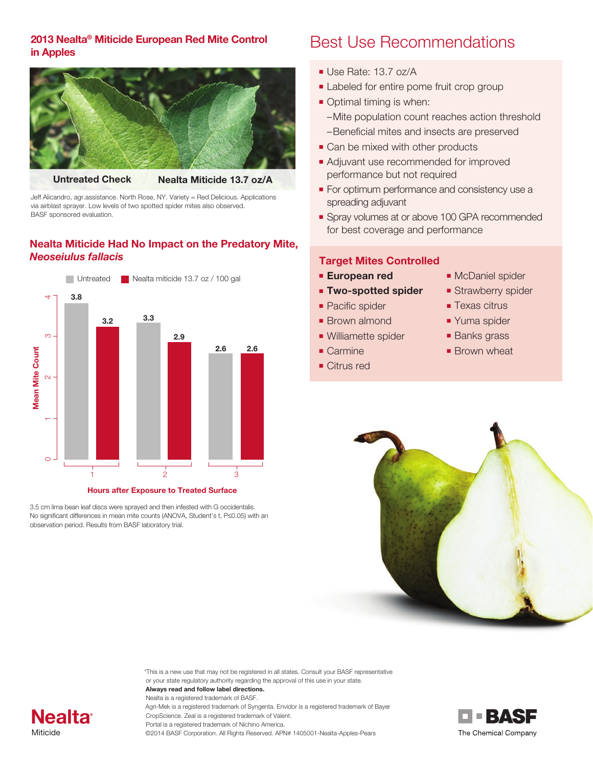## 2013 Nealta® Miticide European Red Mite Control in Apples

Untreated Check

Nealta Miticide 13.7 oz/A

Jeff Alicandro, agr.assistance. North Rose, NY. Variety = Red Delicious. Applications via airblast sprayer. Low levels of two spotted spider mites also observed. BASF sponsored evaluation.

## Nealta Miticide Had No Impact on the Predatory Mite, *Neoseiulus fallacis*

Untreated

Nealta miticide 13.7 oz / 100 gal

Mean Mite Count

0
1
2
3
4

3.8
3.2
3.3
2.9
2.6
2.6

1
2
3

Hours after Exposure to Treated Surface

3.5 cm lima bean leaf discs were sprayed and then infested with G occidentalis. No significant differences in mean mite counts (ANOVA, Student's t, P≤0.05) with an observation period. Results from BASF laboratory trial.

# Best Use Recommendations

- Use Rate: 13.7 oz/A
- Labeled for entire pome fruit crop group
- Optimal timing is when:
  - –Mite population count reaches action threshold
  - –Beneficial mites and insects are preserved
- Can be mixed with other products
- Adjuvant use recommended for improved performance but not required
- For optimum performance and consistency use a spreading adjuvant
- Spray volumes at or above 100 GPA recommended for best coverage and performance

## Target Mites Controlled

- **European red**
- **Two-spotted spider**
- Pacific spider
- Brown almond
- Williamette spider
- Carmine
- Citrus red
- McDaniel spider
- Strawberry spider
- Texas citrus
- Yuma spider
- Banks grass
- Brown wheat

*This is a new use that may not be registered in all states. Consult your BASF representative or your state regulatory authority regarding the approval of this use in your state.

**Always read and follow label directions.**

Nealta is a registered trademark of BASF.

Agri-Mek is a registered trademark of Syngenta. Envidor is a registered trademark of Bayer CropScience. Zeal is a registered trademark of Valent.

Portal is a registered trademark of Nichino America.

©2014 BASF Corporation. All Rights Reserved. APN# 1405001-Nealta-Apples-Pears

Nealta® Miticide

BASF The Chemical Company